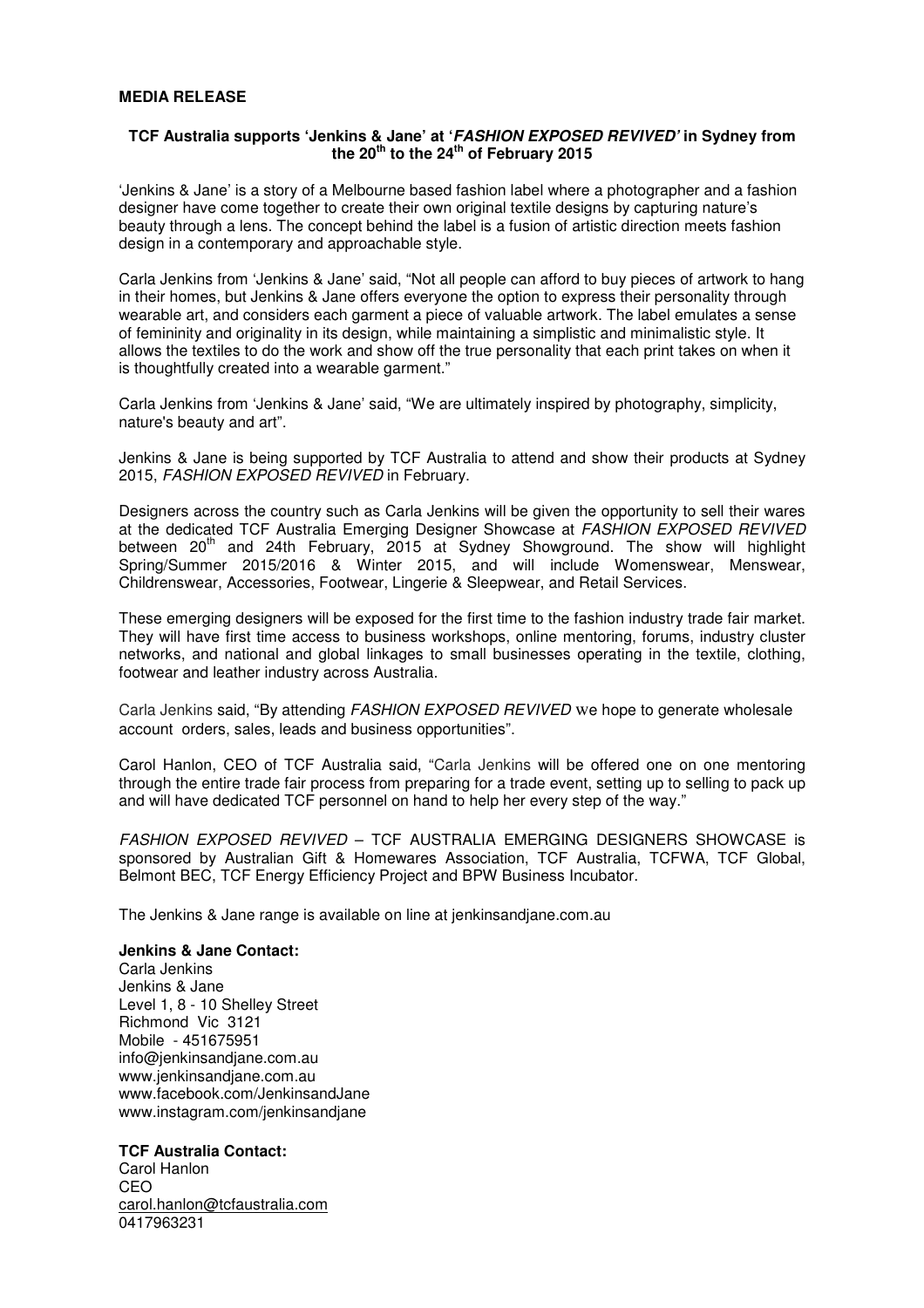**MEDIA RELEASE**

**TCF Australia supports 'Jenkins & Jane' at '*FASHION EXPOSED REVIVED*' in Sydney from the 20th to the 24th of February 2015**

'Jenkins & Jane' is a story of a Melbourne based fashion label where a photographer and a fashion designer have come together to create their own original textile designs by capturing nature's beauty through a lens. The concept behind the label is a fusion of artistic direction meets fashion design in a contemporary and approachable style.

Carla Jenkins from 'Jenkins & Jane' said, "Not all people can afford to buy pieces of artwork to hang in their homes, but Jenkins & Jane offers everyone the option to express their personality through wearable art, and considers each garment a piece of valuable artwork. The label emulates a sense of femininity and originality in its design, while maintaining a simplistic and minimalistic style. It allows the textiles to do the work and show off the true personality that each print takes on when it is thoughtfully created into a wearable garment."

Carla Jenkins from 'Jenkins & Jane' said, "We are ultimately inspired by photography, simplicity, nature's beauty and art".

Jenkins & Jane is being supported by TCF Australia to attend and show their products at Sydney 2015, *FASHION EXPOSED REVIVED* in February.

Designers across the country such as Carla Jenkins will be given the opportunity to sell their wares at the dedicated TCF Australia Emerging Designer Showcase at *FASHION EXPOSED REVIVED* between 20th and 24th February, 2015 at Sydney Showground. The show will highlight Spring/Summer 2015/2016 & Winter 2015, and will include Womenswear, Menswear, Childrenswear, Accessories, Footwear, Lingerie & Sleepwear, and Retail Services.

These emerging designers will be exposed for the first time to the fashion industry trade fair market. They will have first time access to business workshops, online mentoring, forums, industry cluster networks, and national and global linkages to small businesses operating in the textile, clothing, footwear and leather industry across Australia.

Carla Jenkins said, "By attending *FASHION EXPOSED REVIVED* we hope to generate wholesale account orders, sales, leads and business opportunities".

Carol Hanlon, CEO of TCF Australia said, "Carla Jenkins will be offered one on one mentoring through the entire trade fair process from preparing for a trade event, setting up to selling to pack up and will have dedicated TCF personnel on hand to help her every step of the way."

*FASHION EXPOSED REVIVED* – TCF AUSTRALIA EMERGING DESIGNERS SHOWCASE is sponsored by Australian Gift & Homewares Association, TCF Australia, TCFWA, TCF Global, Belmont BEC, TCF Energy Efficiency Project and BPW Business Incubator.

The Jenkins & Jane range is available on line at jenkinsandjane.com.au

**Jenkins & Jane Contact:**
Carla Jenkins
Jenkins & Jane
Level 1, 8 - 10 Shelley Street
Richmond Vic 3121
Mobile - 451675951
info@jenkinsandjane.com.au
www.jenkinsandjane.com.au
www.facebook.com/JenkinsandJane
www.instagram.com/jenkinsandjane

**TCF Australia Contact:**
Carol Hanlon
CEO
carol.hanlon@tcfaustralia.com
0417963231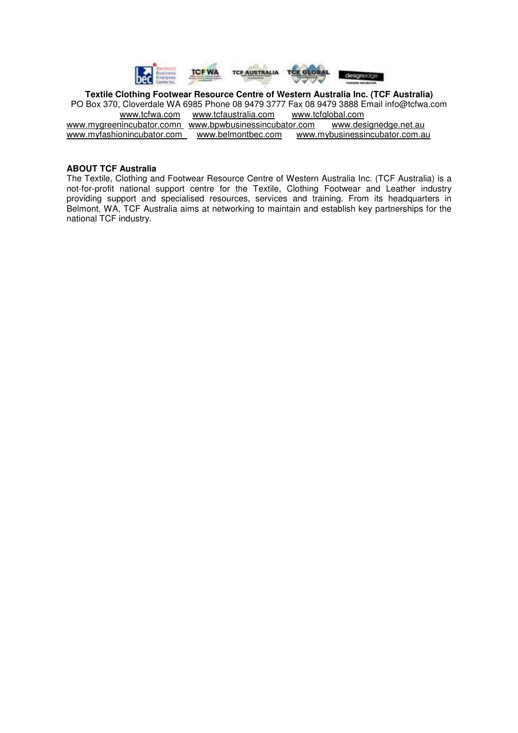**Textile Clothing Footwear Resource Centre of Western Australia Inc. (TCF Australia)**

PO Box 370, Cloverdale WA 6985 Phone 08 9479 3777 Fax 08 9479 3888 Email info@tcfwa.com

www.tcfwa.com www.tcfaustralia.com www.tcfglobal.com

www.mygreenincubator.comn www.bpwbusinessincubator.com www.designedge.net.au

www.myfashionincubator.com www.belmontbec.com www.mybusinessincubator.com.au

**ABOUT TCF Australia**

The Textile, Clothing and Footwear Resource Centre of Western Australia Inc. (TCF Australia) is a not-for-profit national support centre for the Textile, Clothing Footwear and Leather industry providing support and specialised resources, services and training. From its headquarters in Belmont, WA, TCF Australia aims at networking to maintain and establish key partnerships for the national TCF industry.